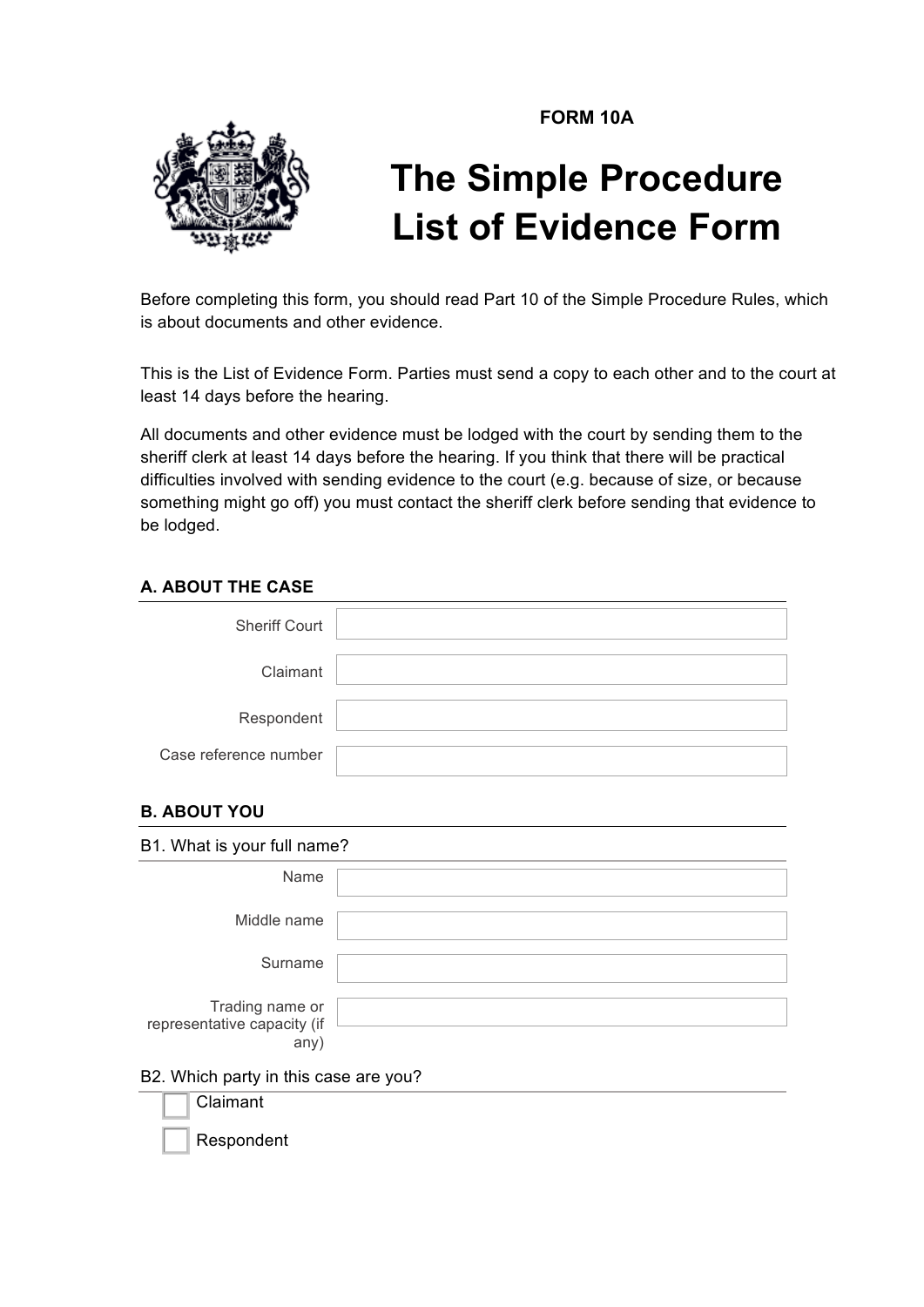FORM 10A

# The Simple Procedure List of Evidence Form

Before completing this form, you should read Part 10 of the Simple Procedure Rules, which is about documents and other evidence.

This is the List of Evidence Form. Parties must send a copy to each other and to the court at least 14 days before the hearing.

All documents and other evidence must be lodged with the court by sending them to the sheriff clerk at least 14 days before the hearing. If you think that there will be practical difficulties involved with sending evidence to the court (e.g. because of size, or because something might go off) you must contact the sheriff clerk before sending that evidence to be lodged.

## A. ABOUT THE CASE

| | |
|---|---|
| Sheriff Court | |
| Claimant | |
| Respondent | |
| Case reference number | |

## B. ABOUT YOU

B1. What is your full name?

| | |
|---|---|
| Name | |
| Middle name | |
| Surname | |
| Trading name or representative capacity (if any) | |

B2. Which party in this case are you?

- ☐ Claimant
- ☐ Respondent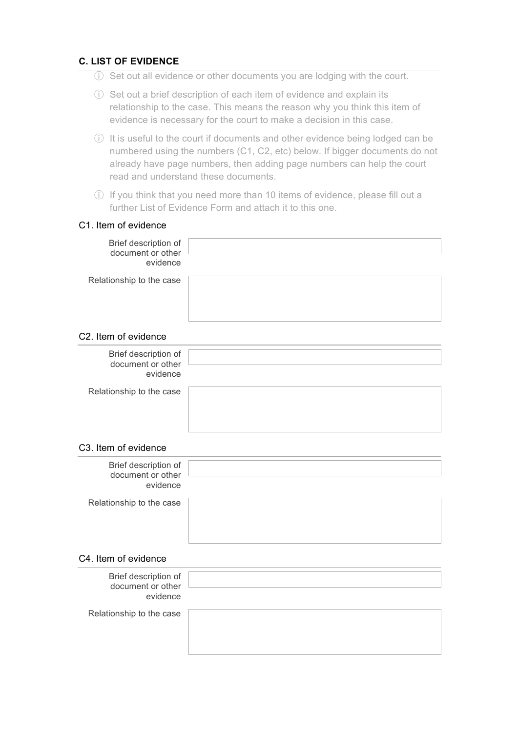## C. LIST OF EVIDENCE

- ⓘ Set out all evidence or other documents you are lodging with the court.
- ⓘ Set out a brief description of each item of evidence and explain its relationship to the case. This means the reason why you think this item of evidence is necessary for the court to make a decision in this case.
- ⓘ It is useful to the court if documents and other evidence being lodged can be numbered using the numbers (C1, C2, etc) below. If bigger documents do not already have page numbers, then adding page numbers can help the court read and understand these documents.
- ⓘ If you think that you need more than 10 items of evidence, please fill out a further List of Evidence Form and attach it to this one.

### C1. Item of evidence

| | |
|---|---|
| Brief description of document or other evidence | |
| Relationship to the case | |

### C2. Item of evidence

| | |
|---|---|
| Brief description of document or other evidence | |
| Relationship to the case | |

### C3. Item of evidence

| | |
|---|---|
| Brief description of document or other evidence | |
| Relationship to the case | |

### C4. Item of evidence

| | |
|---|---|
| Brief description of document or other evidence | |
| Relationship to the case | |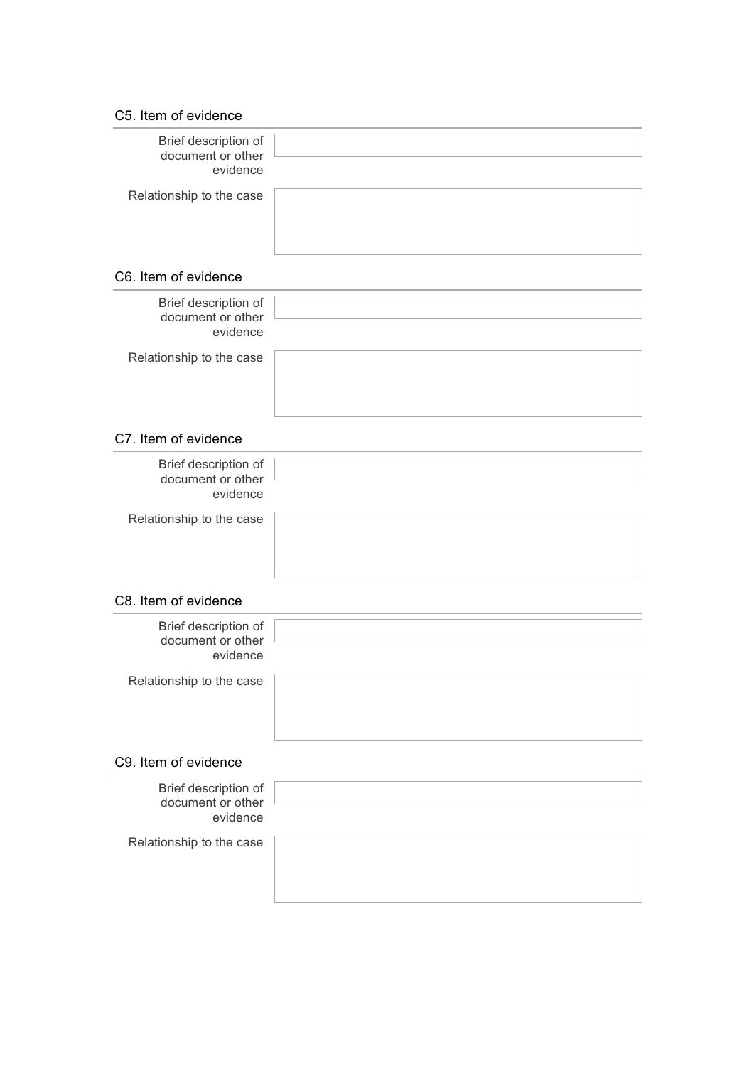## C5. Item of evidence

Brief description of document or other evidence

Relationship to the case

## C6. Item of evidence

Brief description of document or other evidence

Relationship to the case

## C7. Item of evidence

Brief description of document or other evidence

Relationship to the case

## C8. Item of evidence

Brief description of document or other evidence

Relationship to the case

## C9. Item of evidence

Brief description of document or other evidence

Relationship to the case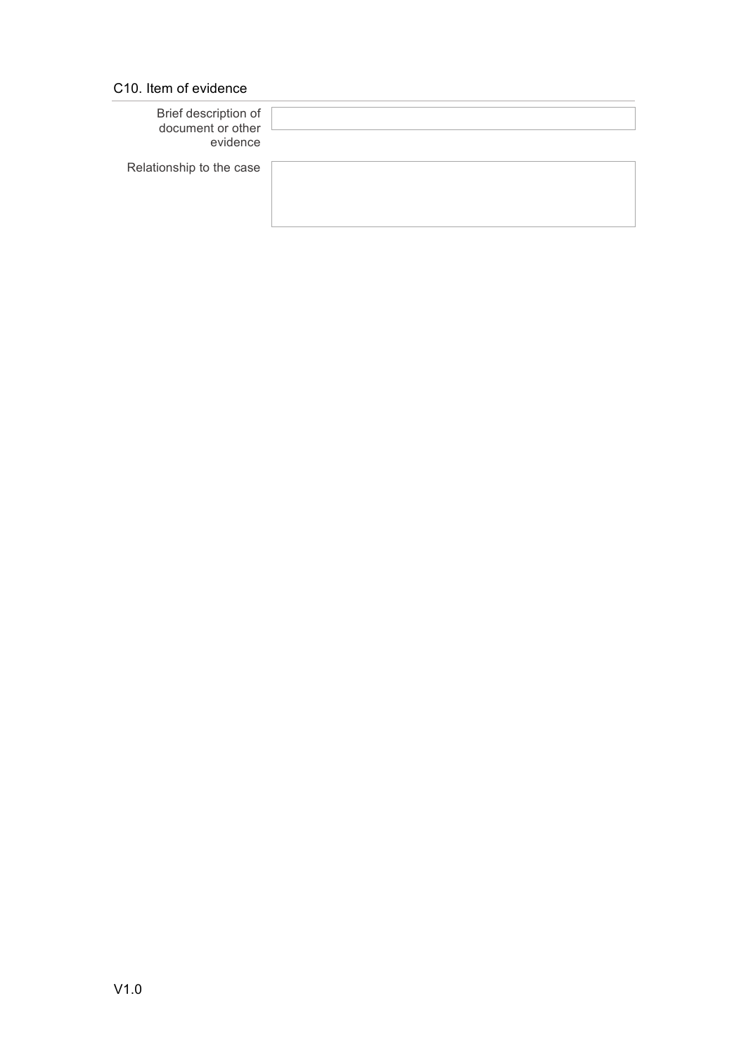## C10. Item of evidence

| | |
|---|---|
| Brief description of document or other evidence | |
| Relationship to the case | |

V1.0